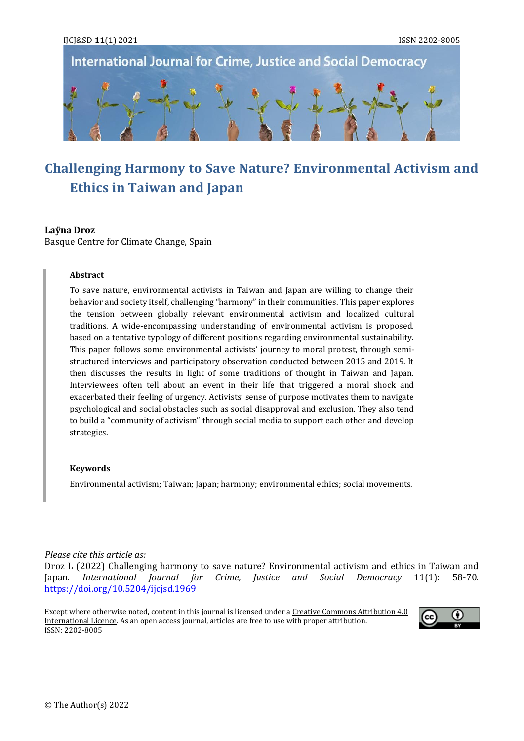# Challenging Harmony to Save Nature? Environmental Activism and Ethics in Taiwan and Japan

**Laÿna Droz**
Basque Centre for Climate Change, Spain

**Abstract**

To save nature, environmental activists in Taiwan and Japan are willing to change their behavior and society itself, challenging "harmony" in their communities. This paper explores the tension between globally relevant environmental activism and localized cultural traditions. A wide-encompassing understanding of environmental activism is proposed, based on a tentative typology of different positions regarding environmental sustainability. This paper follows some environmental activists' journey to moral protest, through semi-structured interviews and participatory observation conducted between 2015 and 2019. It then discusses the results in light of some traditions of thought in Taiwan and Japan. Interviewees often tell about an event in their life that triggered a moral shock and exacerbated their feeling of urgency. Activists' sense of purpose motivates them to navigate psychological and social obstacles such as social disapproval and exclusion. They also tend to build a "community of activism" through social media to support each other and develop strategies.

**Keywords**

Environmental activism; Taiwan; Japan; harmony; environmental ethics; social movements.

*Please cite this article as:*
Droz L (2022) Challenging harmony to save nature? Environmental activism and ethics in Taiwan and Japan. *International Journal for Crime, Justice and Social Democracy* 11(1): 58-70. https://doi.org/10.5204/ijcjsd.1969

Except where otherwise noted, content in this journal is licensed under a Creative Commons Attribution 4.0 International Licence. As an open access journal, articles are free to use with proper attribution.
ISSN: 2202-8005

© The Author(s) 2022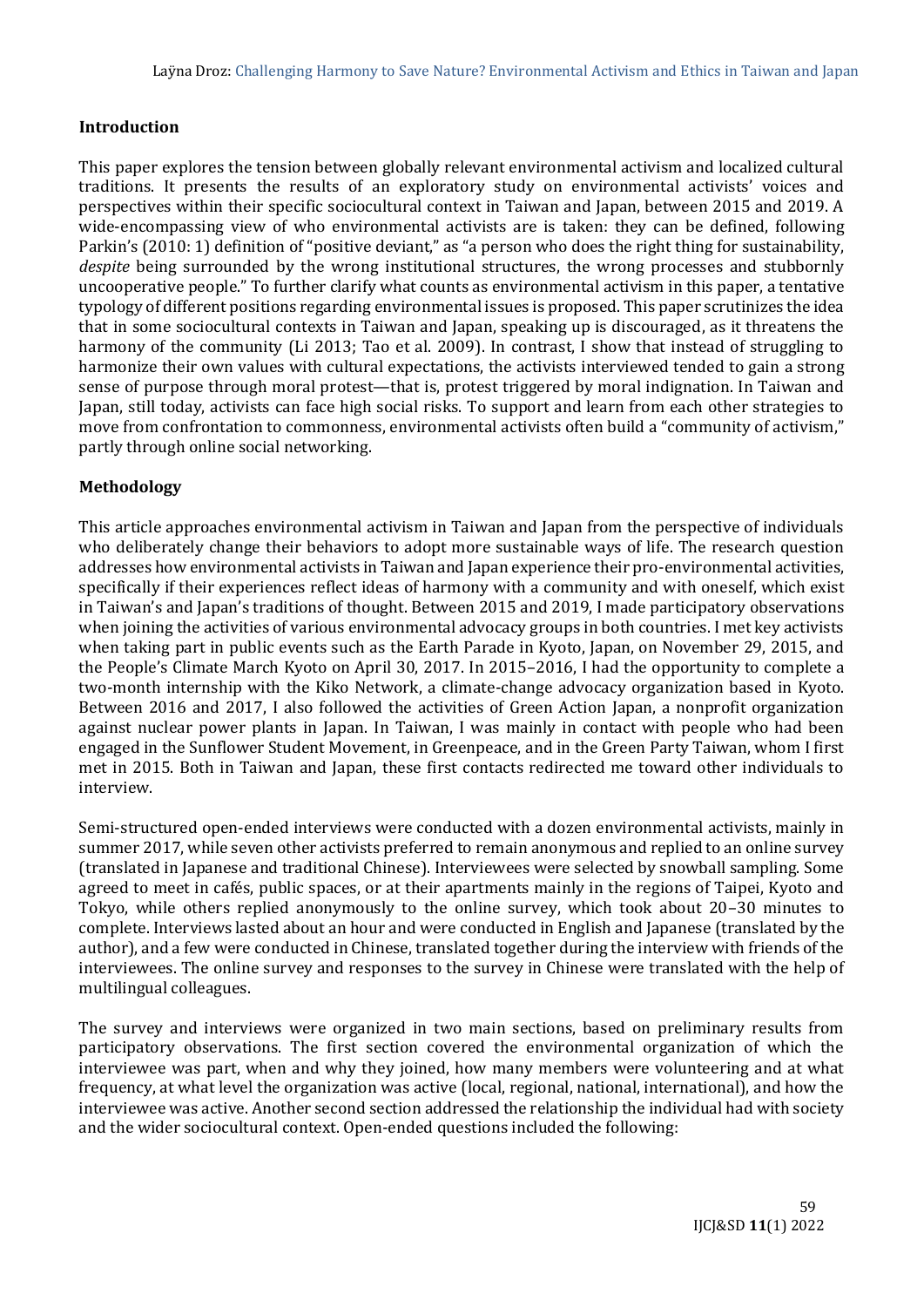## Introduction

This paper explores the tension between globally relevant environmental activism and localized cultural traditions. It presents the results of an exploratory study on environmental activists' voices and perspectives within their specific sociocultural context in Taiwan and Japan, between 2015 and 2019. A wide-encompassing view of who environmental activists are is taken: they can be defined, following Parkin's (2010: 1) definition of "positive deviant," as "a person who does the right thing for sustainability, *despite* being surrounded by the wrong institutional structures, the wrong processes and stubbornly uncooperative people." To further clarify what counts as environmental activism in this paper, a tentative typology of different positions regarding environmental issues is proposed. This paper scrutinizes the idea that in some sociocultural contexts in Taiwan and Japan, speaking up is discouraged, as it threatens the harmony of the community (Li 2013; Tao et al. 2009). In contrast, I show that instead of struggling to harmonize their own values with cultural expectations, the activists interviewed tended to gain a strong sense of purpose through moral protest—that is, protest triggered by moral indignation. In Taiwan and Japan, still today, activists can face high social risks. To support and learn from each other strategies to move from confrontation to commonness, environmental activists often build a "community of activism," partly through online social networking.

## Methodology

This article approaches environmental activism in Taiwan and Japan from the perspective of individuals who deliberately change their behaviors to adopt more sustainable ways of life. The research question addresses how environmental activists in Taiwan and Japan experience their pro-environmental activities, specifically if their experiences reflect ideas of harmony with a community and with oneself, which exist in Taiwan's and Japan's traditions of thought. Between 2015 and 2019, I made participatory observations when joining the activities of various environmental advocacy groups in both countries. I met key activists when taking part in public events such as the Earth Parade in Kyoto, Japan, on November 29, 2015, and the People's Climate March Kyoto on April 30, 2017. In 2015–2016, I had the opportunity to complete a two-month internship with the Kiko Network, a climate-change advocacy organization based in Kyoto. Between 2016 and 2017, I also followed the activities of Green Action Japan, a nonprofit organization against nuclear power plants in Japan. In Taiwan, I was mainly in contact with people who had been engaged in the Sunflower Student Movement, in Greenpeace, and in the Green Party Taiwan, whom I first met in 2015. Both in Taiwan and Japan, these first contacts redirected me toward other individuals to interview.

Semi-structured open-ended interviews were conducted with a dozen environmental activists, mainly in summer 2017, while seven other activists preferred to remain anonymous and replied to an online survey (translated in Japanese and traditional Chinese). Interviewees were selected by snowball sampling. Some agreed to meet in cafés, public spaces, or at their apartments mainly in the regions of Taipei, Kyoto and Tokyo, while others replied anonymously to the online survey, which took about 20–30 minutes to complete. Interviews lasted about an hour and were conducted in English and Japanese (translated by the author), and a few were conducted in Chinese, translated together during the interview with friends of the interviewees. The online survey and responses to the survey in Chinese were translated with the help of multilingual colleagues.

The survey and interviews were organized in two main sections, based on preliminary results from participatory observations. The first section covered the environmental organization of which the interviewee was part, when and why they joined, how many members were volunteering and at what frequency, at what level the organization was active (local, regional, national, international), and how the interviewee was active. Another second section addressed the relationship the individual had with society and the wider sociocultural context. Open-ended questions included the following: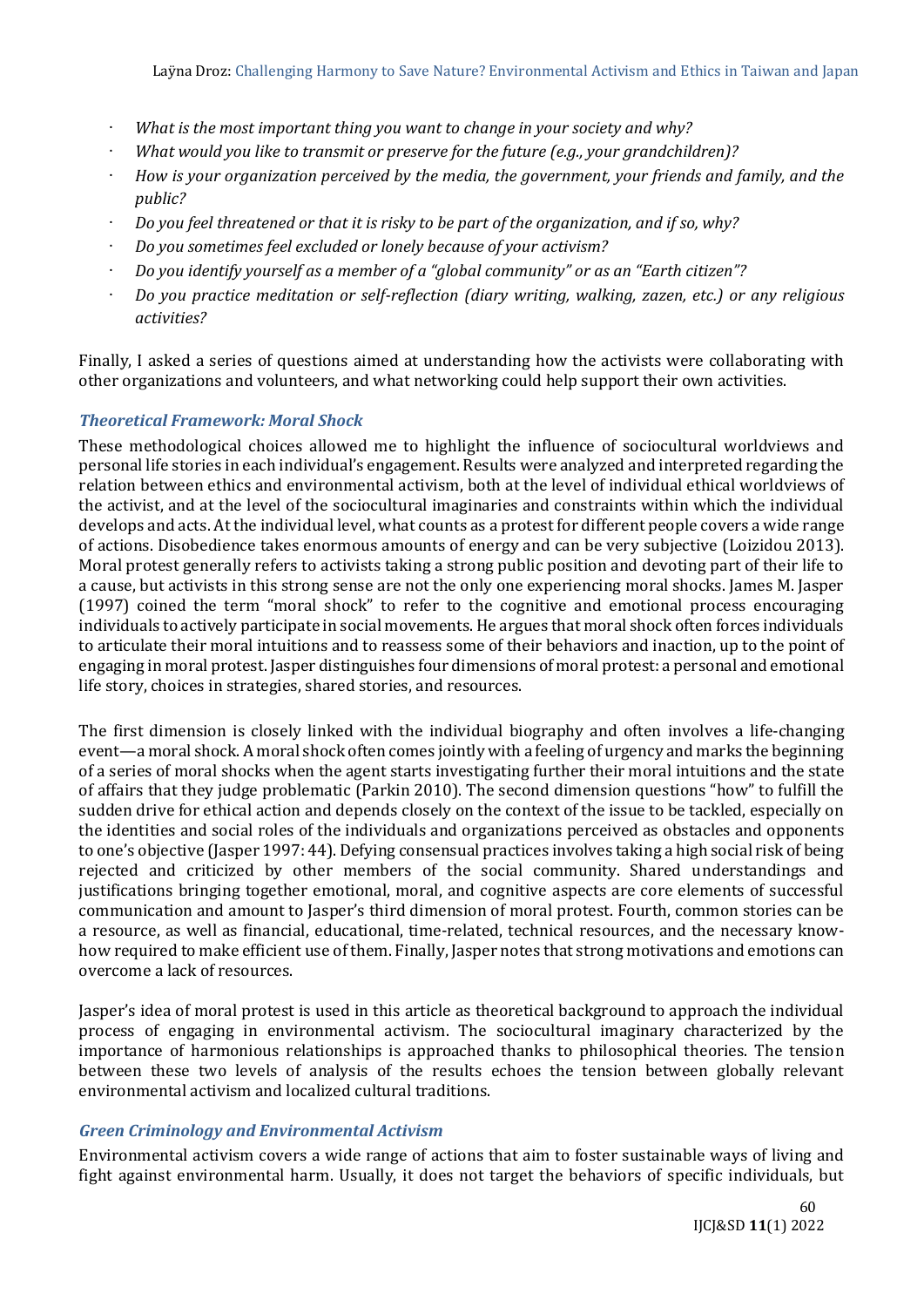- *What is the most important thing you want to change in your society and why?*
- *What would you like to transmit or preserve for the future (e.g., your grandchildren)?*
- *How is your organization perceived by the media, the government, your friends and family, and the public?*
- *Do you feel threatened or that it is risky to be part of the organization, and if so, why?*
- *Do you sometimes feel excluded or lonely because of your activism?*
- *Do you identify yourself as a member of a "global community" or as an "Earth citizen"?*
- *Do you practice meditation or self-reflection (diary writing, walking, zazen, etc.) or any religious activities?*

Finally, I asked a series of questions aimed at understanding how the activists were collaborating with other organizations and volunteers, and what networking could help support their own activities.

### *Theoretical Framework: Moral Shock*

These methodological choices allowed me to highlight the influence of sociocultural worldviews and personal life stories in each individual's engagement. Results were analyzed and interpreted regarding the relation between ethics and environmental activism, both at the level of individual ethical worldviews of the activist, and at the level of the sociocultural imaginaries and constraints within which the individual develops and acts. At the individual level, what counts as a protest for different people covers a wide range of actions. Disobedience takes enormous amounts of energy and can be very subjective (Loizidou 2013). Moral protest generally refers to activists taking a strong public position and devoting part of their life to a cause, but activists in this strong sense are not the only one experiencing moral shocks. James M. Jasper (1997) coined the term "moral shock" to refer to the cognitive and emotional process encouraging individuals to actively participate in social movements. He argues that moral shock often forces individuals to articulate their moral intuitions and to reassess some of their behaviors and inaction, up to the point of engaging in moral protest. Jasper distinguishes four dimensions of moral protest: a personal and emotional life story, choices in strategies, shared stories, and resources.

The first dimension is closely linked with the individual biography and often involves a life-changing event—a moral shock. A moral shock often comes jointly with a feeling of urgency and marks the beginning of a series of moral shocks when the agent starts investigating further their moral intuitions and the state of affairs that they judge problematic (Parkin 2010). The second dimension questions "how" to fulfill the sudden drive for ethical action and depends closely on the context of the issue to be tackled, especially on the identities and social roles of the individuals and organizations perceived as obstacles and opponents to one's objective (Jasper 1997: 44). Defying consensual practices involves taking a high social risk of being rejected and criticized by other members of the social community. Shared understandings and justifications bringing together emotional, moral, and cognitive aspects are core elements of successful communication and amount to Jasper's third dimension of moral protest. Fourth, common stories can be a resource, as well as financial, educational, time-related, technical resources, and the necessary know-how required to make efficient use of them. Finally, Jasper notes that strong motivations and emotions can overcome a lack of resources.

Jasper's idea of moral protest is used in this article as theoretical background to approach the individual process of engaging in environmental activism. The sociocultural imaginary characterized by the importance of harmonious relationships is approached thanks to philosophical theories. The tension between these two levels of analysis of the results echoes the tension between globally relevant environmental activism and localized cultural traditions.

### *Green Criminology and Environmental Activism*

Environmental activism covers a wide range of actions that aim to foster sustainable ways of living and fight against environmental harm. Usually, it does not target the behaviors of specific individuals, but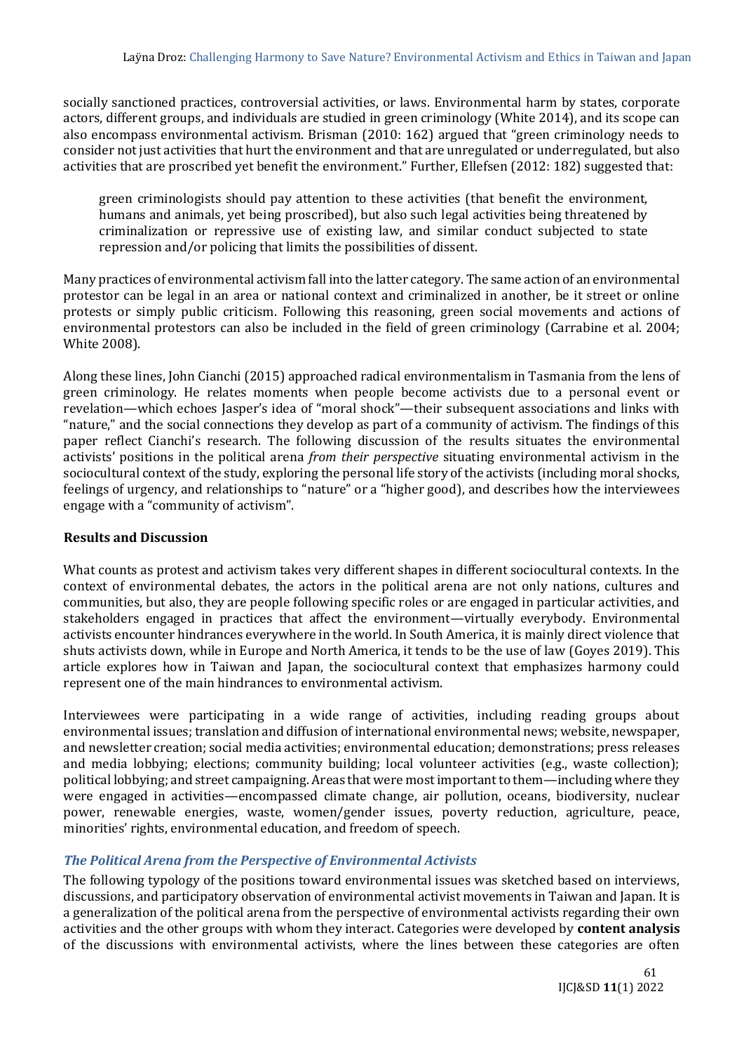socially sanctioned practices, controversial activities, or laws. Environmental harm by states, corporate actors, different groups, and individuals are studied in green criminology (White 2014), and its scope can also encompass environmental activism. Brisman (2010: 162) argued that "green criminology needs to consider not just activities that hurt the environment and that are unregulated or underregulated, but also activities that are proscribed yet benefit the environment." Further, Ellefsen (2012: 182) suggested that:

> green criminologists should pay attention to these activities (that benefit the environment, humans and animals, yet being proscribed), but also such legal activities being threatened by criminalization or repressive use of existing law, and similar conduct subjected to state repression and/or policing that limits the possibilities of dissent.

Many practices of environmental activism fall into the latter category. The same action of an environmental protestor can be legal in an area or national context and criminalized in another, be it street or online protests or simply public criticism. Following this reasoning, green social movements and actions of environmental protestors can also be included in the field of green criminology (Carrabine et al. 2004; White 2008).

Along these lines, John Cianchi (2015) approached radical environmentalism in Tasmania from the lens of green criminology. He relates moments when people become activists due to a personal event or revelation—which echoes Jasper's idea of "moral shock"—their subsequent associations and links with "nature," and the social connections they develop as part of a community of activism. The findings of this paper reflect Cianchi's research. The following discussion of the results situates the environmental activists' positions in the political arena *from their perspective* situating environmental activism in the sociocultural context of the study, exploring the personal life story of the activists (including moral shocks, feelings of urgency, and relationships to "nature" or a "higher good), and describes how the interviewees engage with a "community of activism".

## Results and Discussion

What counts as protest and activism takes very different shapes in different sociocultural contexts. In the context of environmental debates, the actors in the political arena are not only nations, cultures and communities, but also, they are people following specific roles or are engaged in particular activities, and stakeholders engaged in practices that affect the environment—virtually everybody. Environmental activists encounter hindrances everywhere in the world. In South America, it is mainly direct violence that shuts activists down, while in Europe and North America, it tends to be the use of law (Goyes 2019). This article explores how in Taiwan and Japan, the sociocultural context that emphasizes harmony could represent one of the main hindrances to environmental activism.

Interviewees were participating in a wide range of activities, including reading groups about environmental issues; translation and diffusion of international environmental news; website, newspaper, and newsletter creation; social media activities; environmental education; demonstrations; press releases and media lobbying; elections; community building; local volunteer activities (e.g., waste collection); political lobbying; and street campaigning. Areas that were most important to them—including where they were engaged in activities—encompassed climate change, air pollution, oceans, biodiversity, nuclear power, renewable energies, waste, women/gender issues, poverty reduction, agriculture, peace, minorities' rights, environmental education, and freedom of speech.

### *The Political Arena from the Perspective of Environmental Activists*

The following typology of the positions toward environmental issues was sketched based on interviews, discussions, and participatory observation of environmental activist movements in Taiwan and Japan. It is a generalization of the political arena from the perspective of environmental activists regarding their own activities and the other groups with whom they interact. Categories were developed by **content analysis** of the discussions with environmental activists, where the lines between these categories are often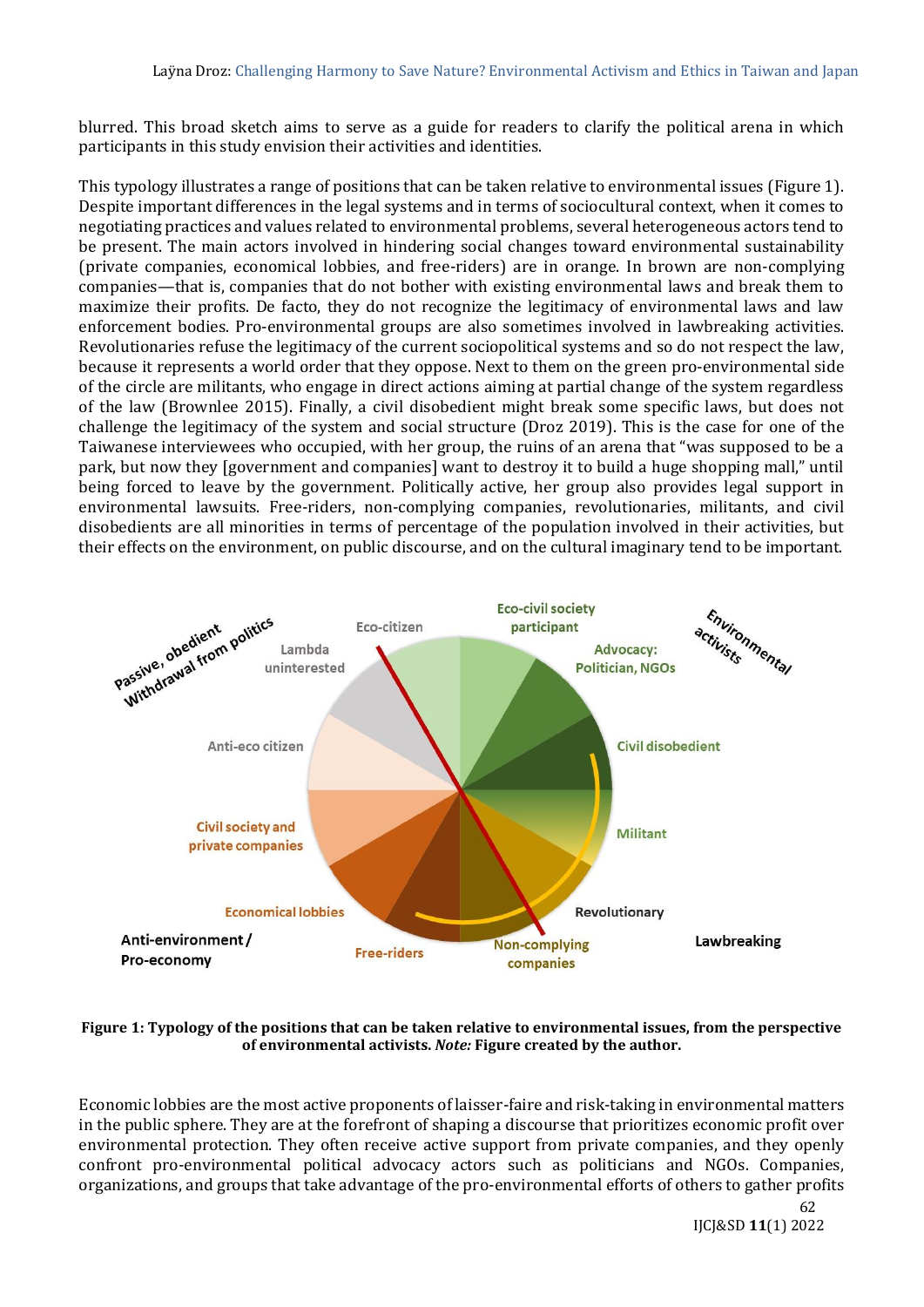blurred. This broad sketch aims to serve as a guide for readers to clarify the political arena in which participants in this study envision their activities and identities.

This typology illustrates a range of positions that can be taken relative to environmental issues (Figure 1). Despite important differences in the legal systems and in terms of sociocultural context, when it comes to negotiating practices and values related to environmental problems, several heterogeneous actors tend to be present. The main actors involved in hindering social changes toward environmental sustainability (private companies, economical lobbies, and free-riders) are in orange. In brown are non-complying companies—that is, companies that do not bother with existing environmental laws and break them to maximize their profits. De facto, they do not recognize the legitimacy of environmental laws and law enforcement bodies. Pro-environmental groups are also sometimes involved in lawbreaking activities. Revolutionaries refuse the legitimacy of the current sociopolitical systems and so do not respect the law, because it represents a world order that they oppose. Next to them on the green pro-environmental side of the circle are militants, who engage in direct actions aiming at partial change of the system regardless of the law (Brownlee 2015). Finally, a civil disobedient might break some specific laws, but does not challenge the legitimacy of the system and social structure (Droz 2019). This is the case for one of the Taiwanese interviewees who occupied, with her group, the ruins of an arena that "was supposed to be a park, but now they [government and companies] want to destroy it to build a huge shopping mall," until being forced to leave by the government. Politically active, her group also provides legal support in environmental lawsuits. Free-riders, non-complying companies, revolutionaries, militants, and civil disobedients are all minorities in terms of percentage of the population involved in their activities, but their effects on the environment, on public discourse, and on the cultural imaginary tend to be important.

**Figure 1: Typology of the positions that can be taken relative to environmental issues, from the perspective of environmental activists. *Note:* Figure created by the author.**

Economic lobbies are the most active proponents of laisser-faire and risk-taking in environmental matters in the public sphere. They are at the forefront of shaping a discourse that prioritizes economic profit over environmental protection. They often receive active support from private companies, and they openly confront pro-environmental political advocacy actors such as politicians and NGOs. Companies, organizations, and groups that take advantage of the pro-environmental efforts of others to gather profits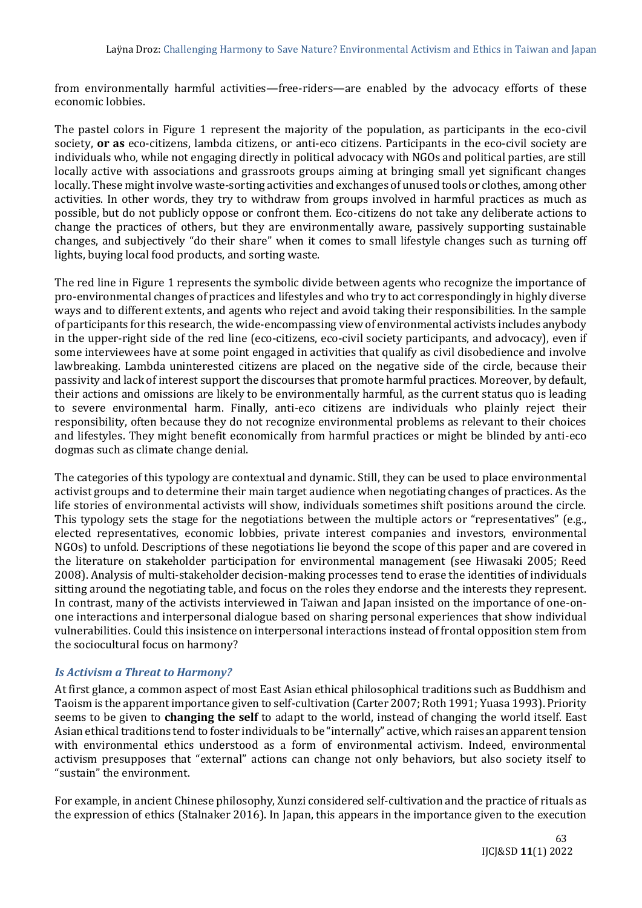from environmentally harmful activities—free-riders—are enabled by the advocacy efforts of these economic lobbies.

The pastel colors in Figure 1 represent the majority of the population, as participants in the eco-civil society, **or as** eco-citizens, lambda citizens, or anti-eco citizens. Participants in the eco-civil society are individuals who, while not engaging directly in political advocacy with NGOs and political parties, are still locally active with associations and grassroots groups aiming at bringing small yet significant changes locally. These might involve waste-sorting activities and exchanges of unused tools or clothes, among other activities. In other words, they try to withdraw from groups involved in harmful practices as much as possible, but do not publicly oppose or confront them. Eco-citizens do not take any deliberate actions to change the practices of others, but they are environmentally aware, passively supporting sustainable changes, and subjectively "do their share" when it comes to small lifestyle changes such as turning off lights, buying local food products, and sorting waste.

The red line in Figure 1 represents the symbolic divide between agents who recognize the importance of pro-environmental changes of practices and lifestyles and who try to act correspondingly in highly diverse ways and to different extents, and agents who reject and avoid taking their responsibilities. In the sample of participants for this research, the wide-encompassing view of environmental activists includes anybody in the upper-right side of the red line (eco-citizens, eco-civil society participants, and advocacy), even if some interviewees have at some point engaged in activities that qualify as civil disobedience and involve lawbreaking. Lambda uninterested citizens are placed on the negative side of the circle, because their passivity and lack of interest support the discourses that promote harmful practices. Moreover, by default, their actions and omissions are likely to be environmentally harmful, as the current status quo is leading to severe environmental harm. Finally, anti-eco citizens are individuals who plainly reject their responsibility, often because they do not recognize environmental problems as relevant to their choices and lifestyles. They might benefit economically from harmful practices or might be blinded by anti-eco dogmas such as climate change denial.

The categories of this typology are contextual and dynamic. Still, they can be used to place environmental activist groups and to determine their main target audience when negotiating changes of practices. As the life stories of environmental activists will show, individuals sometimes shift positions around the circle. This typology sets the stage for the negotiations between the multiple actors or "representatives" (e.g., elected representatives, economic lobbies, private interest companies and investors, environmental NGOs) to unfold. Descriptions of these negotiations lie beyond the scope of this paper and are covered in the literature on stakeholder participation for environmental management (see Hiwasaki 2005; Reed 2008). Analysis of multi-stakeholder decision-making processes tend to erase the identities of individuals sitting around the negotiating table, and focus on the roles they endorse and the interests they represent. In contrast, many of the activists interviewed in Taiwan and Japan insisted on the importance of one-on-one interactions and interpersonal dialogue based on sharing personal experiences that show individual vulnerabilities. Could this insistence on interpersonal interactions instead of frontal opposition stem from the sociocultural focus on harmony?

### *Is Activism a Threat to Harmony?*

At first glance, a common aspect of most East Asian ethical philosophical traditions such as Buddhism and Taoism is the apparent importance given to self-cultivation (Carter 2007; Roth 1991; Yuasa 1993). Priority seems to be given to **changing the self** to adapt to the world, instead of changing the world itself. East Asian ethical traditions tend to foster individuals to be "internally" active, which raises an apparent tension with environmental ethics understood as a form of environmental activism. Indeed, environmental activism presupposes that "external" actions can change not only behaviors, but also society itself to "sustain" the environment.

For example, in ancient Chinese philosophy, Xunzi considered self-cultivation and the practice of rituals as the expression of ethics (Stalnaker 2016). In Japan, this appears in the importance given to the execution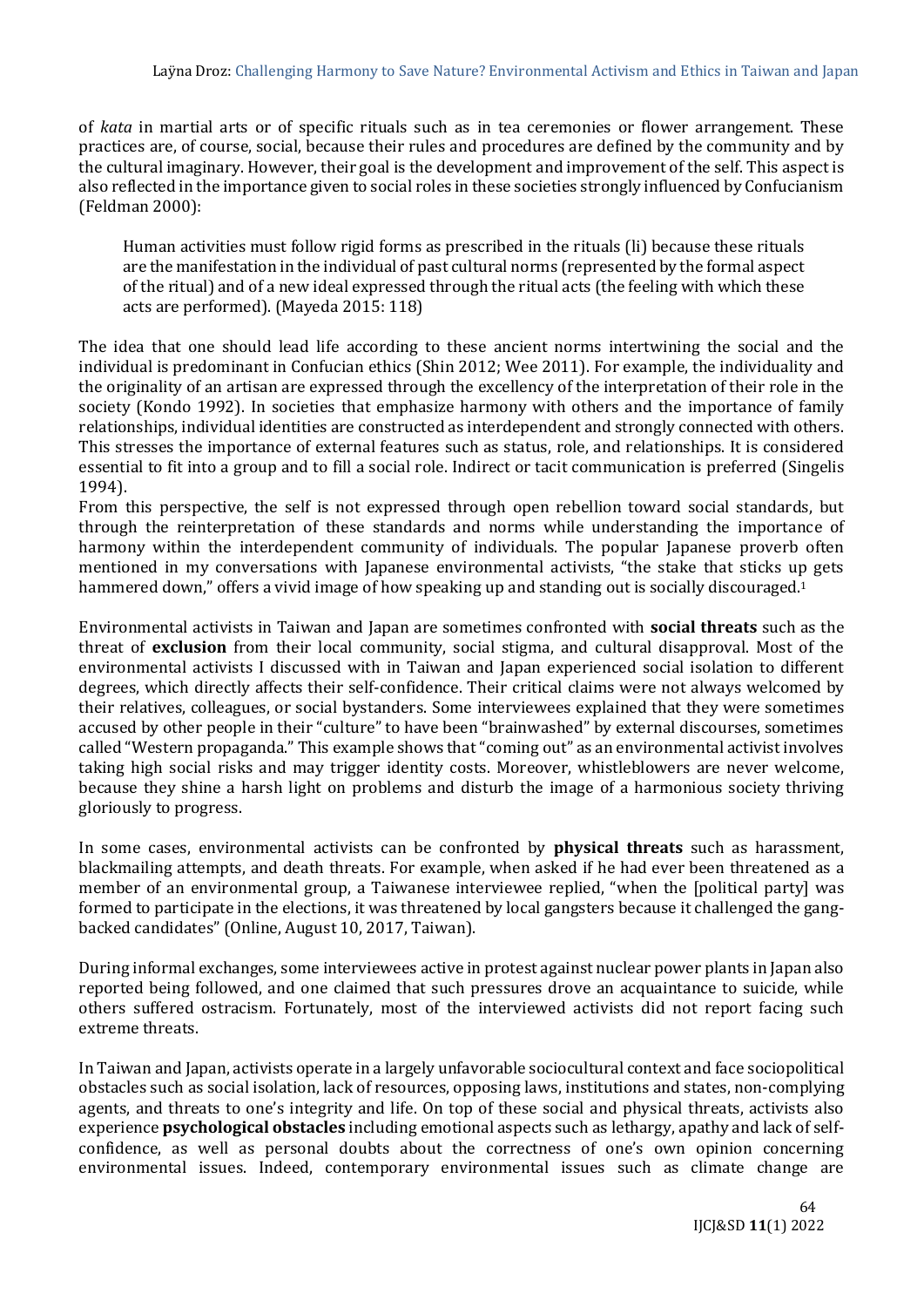of *kata* in martial arts or of specific rituals such as in tea ceremonies or flower arrangement. These practices are, of course, social, because their rules and procedures are defined by the community and by the cultural imaginary. However, their goal is the development and improvement of the self. This aspect is also reflected in the importance given to social roles in these societies strongly influenced by Confucianism (Feldman 2000):

> Human activities must follow rigid forms as prescribed in the rituals (li) because these rituals are the manifestation in the individual of past cultural norms (represented by the formal aspect of the ritual) and of a new ideal expressed through the ritual acts (the feeling with which these acts are performed). (Mayeda 2015: 118)

The idea that one should lead life according to these ancient norms intertwining the social and the individual is predominant in Confucian ethics (Shin 2012; Wee 2011). For example, the individuality and the originality of an artisan are expressed through the excellency of the interpretation of their role in the society (Kondo 1992). In societies that emphasize harmony with others and the importance of family relationships, individual identities are constructed as interdependent and strongly connected with others. This stresses the importance of external features such as status, role, and relationships. It is considered essential to fit into a group and to fill a social role. Indirect or tacit communication is preferred (Singelis 1994).

From this perspective, the self is not expressed through open rebellion toward social standards, but through the reinterpretation of these standards and norms while understanding the importance of harmony within the interdependent community of individuals. The popular Japanese proverb often mentioned in my conversations with Japanese environmental activists, "the stake that sticks up gets hammered down," offers a vivid image of how speaking up and standing out is socially discouraged.[1]

Environmental activists in Taiwan and Japan are sometimes confronted with **social threats** such as the threat of **exclusion** from their local community, social stigma, and cultural disapproval. Most of the environmental activists I discussed with in Taiwan and Japan experienced social isolation to different degrees, which directly affects their self-confidence. Their critical claims were not always welcomed by their relatives, colleagues, or social bystanders. Some interviewees explained that they were sometimes accused by other people in their "culture" to have been "brainwashed" by external discourses, sometimes called "Western propaganda." This example shows that "coming out" as an environmental activist involves taking high social risks and may trigger identity costs. Moreover, whistleblowers are never welcome, because they shine a harsh light on problems and disturb the image of a harmonious society thriving gloriously to progress.

In some cases, environmental activists can be confronted by **physical threats** such as harassment, blackmailing attempts, and death threats. For example, when asked if he had ever been threatened as a member of an environmental group, a Taiwanese interviewee replied, "when the [political party] was formed to participate in the elections, it was threatened by local gangsters because it challenged the gang-backed candidates" (Online, August 10, 2017, Taiwan).

During informal exchanges, some interviewees active in protest against nuclear power plants in Japan also reported being followed, and one claimed that such pressures drove an acquaintance to suicide, while others suffered ostracism. Fortunately, most of the interviewed activists did not report facing such extreme threats.

In Taiwan and Japan, activists operate in a largely unfavorable sociocultural context and face sociopolitical obstacles such as social isolation, lack of resources, opposing laws, institutions and states, non-complying agents, and threats to one's integrity and life. On top of these social and physical threats, activists also experience **psychological obstacles** including emotional aspects such as lethargy, apathy and lack of self-confidence, as well as personal doubts about the correctness of one's own opinion concerning environmental issues. Indeed, contemporary environmental issues such as climate change are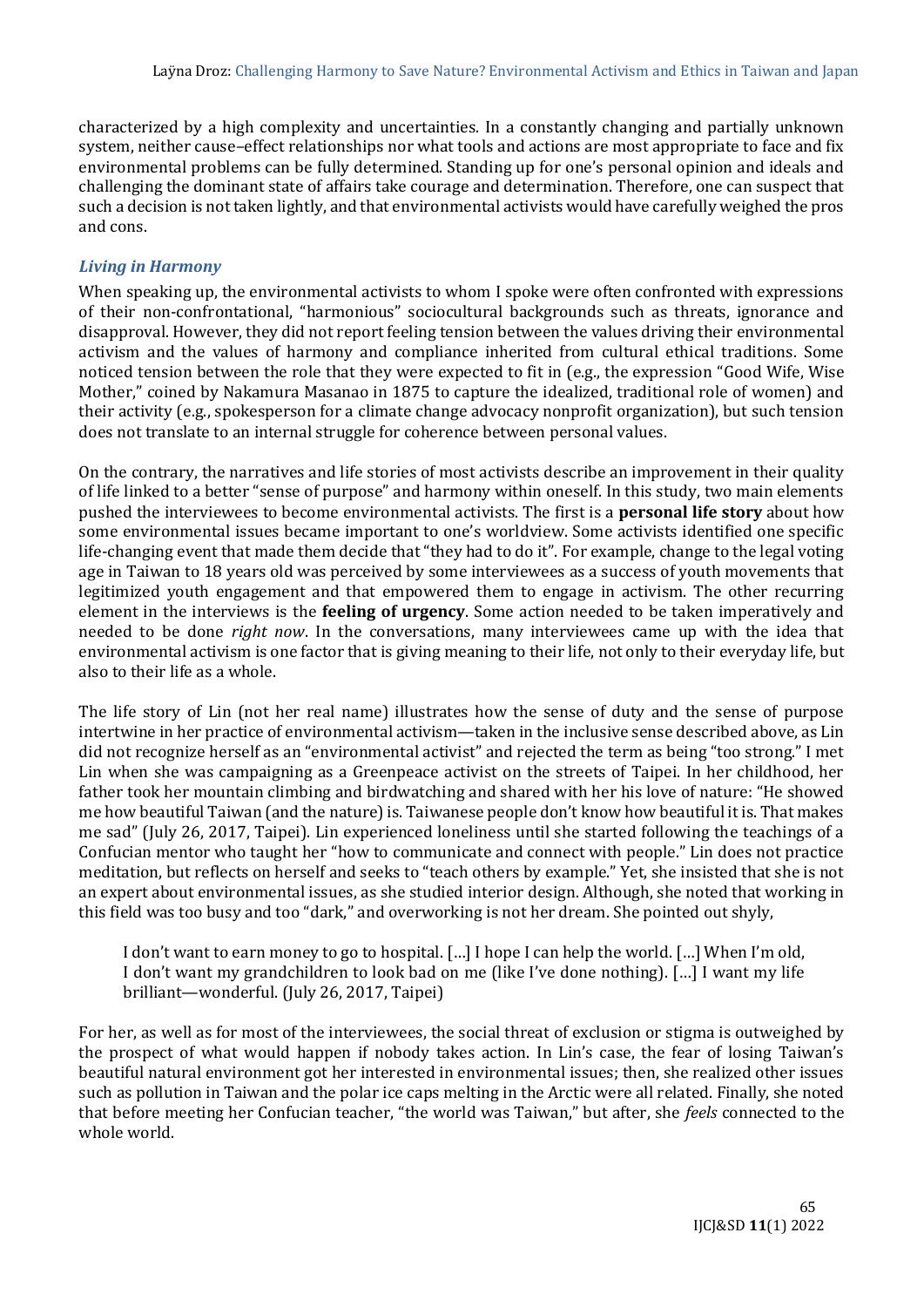characterized by a high complexity and uncertainties. In a constantly changing and partially unknown system, neither cause–effect relationships nor what tools and actions are most appropriate to face and fix environmental problems can be fully determined. Standing up for one's personal opinion and ideals and challenging the dominant state of affairs take courage and determination. Therefore, one can suspect that such a decision is not taken lightly, and that environmental activists would have carefully weighed the pros and cons.

### *Living in Harmony*

When speaking up, the environmental activists to whom I spoke were often confronted with expressions of their non-confrontational, "harmonious" sociocultural backgrounds such as threats, ignorance and disapproval. However, they did not report feeling tension between the values driving their environmental activism and the values of harmony and compliance inherited from cultural ethical traditions. Some noticed tension between the role that they were expected to fit in (e.g., the expression "Good Wife, Wise Mother," coined by Nakamura Masanao in 1875 to capture the idealized, traditional role of women) and their activity (e.g., spokesperson for a climate change advocacy nonprofit organization), but such tension does not translate to an internal struggle for coherence between personal values.

On the contrary, the narratives and life stories of most activists describe an improvement in their quality of life linked to a better "sense of purpose" and harmony within oneself. In this study, two main elements pushed the interviewees to become environmental activists. The first is a **personal life story** about how some environmental issues became important to one's worldview. Some activists identified one specific life-changing event that made them decide that "they had to do it". For example, change to the legal voting age in Taiwan to 18 years old was perceived by some interviewees as a success of youth movements that legitimized youth engagement and that empowered them to engage in activism. The other recurring element in the interviews is the **feeling of urgency**. Some action needed to be taken imperatively and needed to be done *right now*. In the conversations, many interviewees came up with the idea that environmental activism is one factor that is giving meaning to their life, not only to their everyday life, but also to their life as a whole.

The life story of Lin (not her real name) illustrates how the sense of duty and the sense of purpose intertwine in her practice of environmental activism—taken in the inclusive sense described above, as Lin did not recognize herself as an "environmental activist" and rejected the term as being "too strong." I met Lin when she was campaigning as a Greenpeace activist on the streets of Taipei. In her childhood, her father took her mountain climbing and birdwatching and shared with her his love of nature: "He showed me how beautiful Taiwan (and the nature) is. Taiwanese people don't know how beautiful it is. That makes me sad" (July 26, 2017, Taipei). Lin experienced loneliness until she started following the teachings of a Confucian mentor who taught her "how to communicate and connect with people." Lin does not practice meditation, but reflects on herself and seeks to "teach others by example." Yet, she insisted that she is not an expert about environmental issues, as she studied interior design. Although, she noted that working in this field was too busy and too "dark," and overworking is not her dream. She pointed out shyly,

> I don't want to earn money to go to hospital. […] I hope I can help the world. […] When I'm old, I don't want my grandchildren to look bad on me (like I've done nothing). […] I want my life brilliant—wonderful. (July 26, 2017, Taipei)

For her, as well as for most of the interviewees, the social threat of exclusion or stigma is outweighed by the prospect of what would happen if nobody takes action. In Lin's case, the fear of losing Taiwan's beautiful natural environment got her interested in environmental issues; then, she realized other issues such as pollution in Taiwan and the polar ice caps melting in the Arctic were all related. Finally, she noted that before meeting her Confucian teacher, "the world was Taiwan," but after, she *feels* connected to the whole world.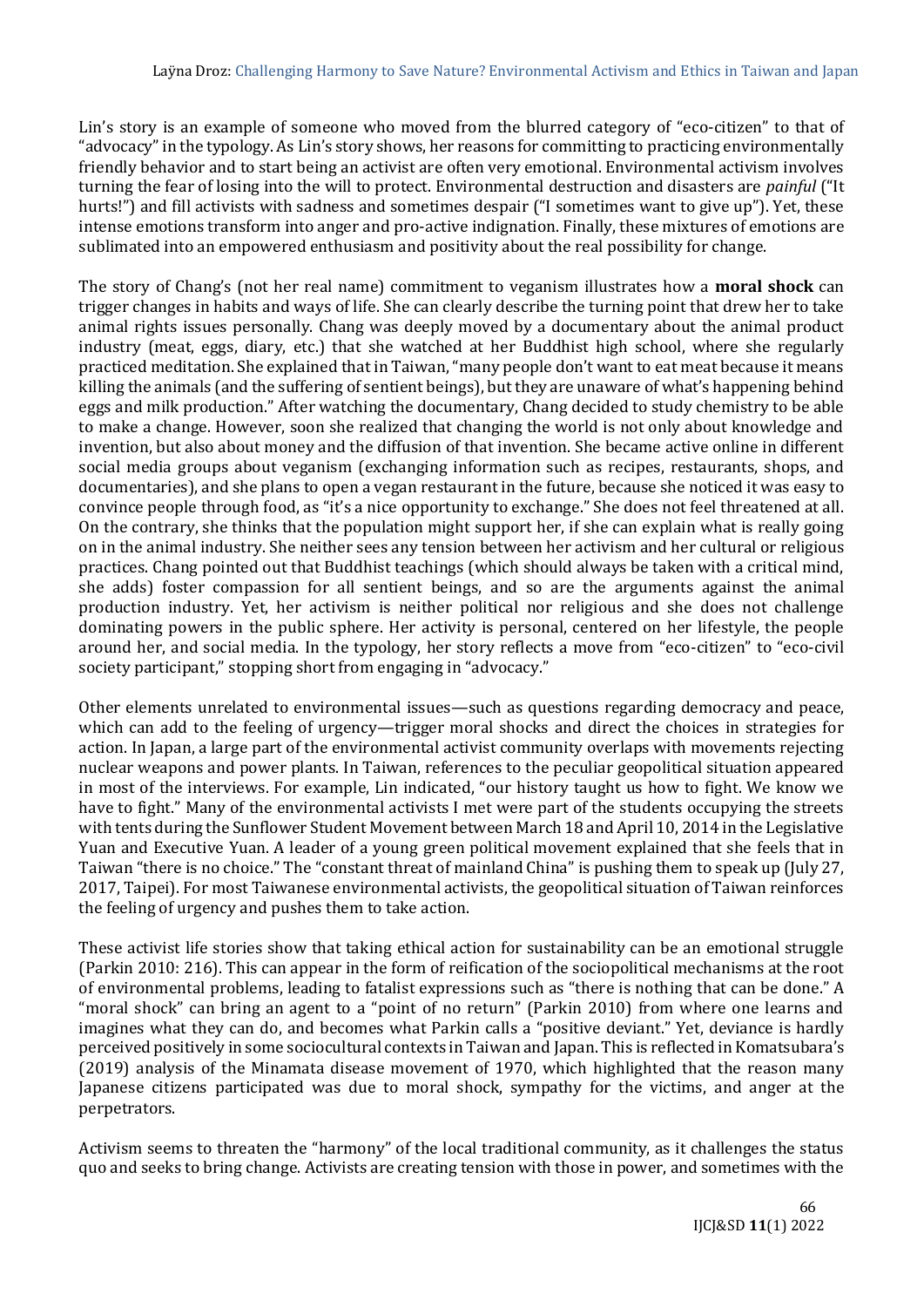Lin's story is an example of someone who moved from the blurred category of "eco-citizen" to that of "advocacy" in the typology. As Lin's story shows, her reasons for committing to practicing environmentally friendly behavior and to start being an activist are often very emotional. Environmental activism involves turning the fear of losing into the will to protect. Environmental destruction and disasters are *painful* ("It hurts!") and fill activists with sadness and sometimes despair ("I sometimes want to give up"). Yet, these intense emotions transform into anger and pro-active indignation. Finally, these mixtures of emotions are sublimated into an empowered enthusiasm and positivity about the real possibility for change.

The story of Chang's (not her real name) commitment to veganism illustrates how a **moral shock** can trigger changes in habits and ways of life. She can clearly describe the turning point that drew her to take animal rights issues personally. Chang was deeply moved by a documentary about the animal product industry (meat, eggs, diary, etc.) that she watched at her Buddhist high school, where she regularly practiced meditation. She explained that in Taiwan, "many people don't want to eat meat because it means killing the animals (and the suffering of sentient beings), but they are unaware of what's happening behind eggs and milk production." After watching the documentary, Chang decided to study chemistry to be able to make a change. However, soon she realized that changing the world is not only about knowledge and invention, but also about money and the diffusion of that invention. She became active online in different social media groups about veganism (exchanging information such as recipes, restaurants, shops, and documentaries), and she plans to open a vegan restaurant in the future, because she noticed it was easy to convince people through food, as "it's a nice opportunity to exchange." She does not feel threatened at all. On the contrary, she thinks that the population might support her, if she can explain what is really going on in the animal industry. She neither sees any tension between her activism and her cultural or religious practices. Chang pointed out that Buddhist teachings (which should always be taken with a critical mind, she adds) foster compassion for all sentient beings, and so are the arguments against the animal production industry. Yet, her activism is neither political nor religious and she does not challenge dominating powers in the public sphere. Her activity is personal, centered on her lifestyle, the people around her, and social media. In the typology, her story reflects a move from "eco-citizen" to "eco-civil society participant," stopping short from engaging in "advocacy."

Other elements unrelated to environmental issues—such as questions regarding democracy and peace, which can add to the feeling of urgency—trigger moral shocks and direct the choices in strategies for action. In Japan, a large part of the environmental activist community overlaps with movements rejecting nuclear weapons and power plants. In Taiwan, references to the peculiar geopolitical situation appeared in most of the interviews. For example, Lin indicated, "our history taught us how to fight. We know we have to fight." Many of the environmental activists I met were part of the students occupying the streets with tents during the Sunflower Student Movement between March 18 and April 10, 2014 in the Legislative Yuan and Executive Yuan. A leader of a young green political movement explained that she feels that in Taiwan "there is no choice." The "constant threat of mainland China" is pushing them to speak up (July 27, 2017, Taipei). For most Taiwanese environmental activists, the geopolitical situation of Taiwan reinforces the feeling of urgency and pushes them to take action.

These activist life stories show that taking ethical action for sustainability can be an emotional struggle (Parkin 2010: 216). This can appear in the form of reification of the sociopolitical mechanisms at the root of environmental problems, leading to fatalist expressions such as "there is nothing that can be done." A "moral shock" can bring an agent to a "point of no return" (Parkin 2010) from where one learns and imagines what they can do, and becomes what Parkin calls a "positive deviant." Yet, deviance is hardly perceived positively in some sociocultural contexts in Taiwan and Japan. This is reflected in Komatsubara's (2019) analysis of the Minamata disease movement of 1970, which highlighted that the reason many Japanese citizens participated was due to moral shock, sympathy for the victims, and anger at the perpetrators.

Activism seems to threaten the "harmony" of the local traditional community, as it challenges the status quo and seeks to bring change. Activists are creating tension with those in power, and sometimes with the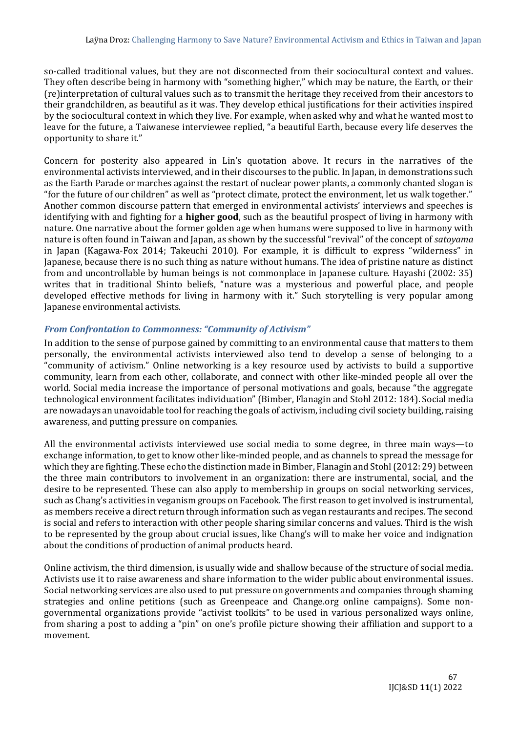so-called traditional values, but they are not disconnected from their sociocultural context and values. They often describe being in harmony with "something higher," which may be nature, the Earth, or their (re)interpretation of cultural values such as to transmit the heritage they received from their ancestors to their grandchildren, as beautiful as it was. They develop ethical justifications for their activities inspired by the sociocultural context in which they live. For example, when asked why and what he wanted most to leave for the future, a Taiwanese interviewee replied, "a beautiful Earth, because every life deserves the opportunity to share it."

Concern for posterity also appeared in Lin's quotation above. It recurs in the narratives of the environmental activists interviewed, and in their discourses to the public. In Japan, in demonstrations such as the Earth Parade or marches against the restart of nuclear power plants, a commonly chanted slogan is "for the future of our children" as well as "protect climate, protect the environment, let us walk together." Another common discourse pattern that emerged in environmental activists' interviews and speeches is identifying with and fighting for a **higher good**, such as the beautiful prospect of living in harmony with nature. One narrative about the former golden age when humans were supposed to live in harmony with nature is often found in Taiwan and Japan, as shown by the successful "revival" of the concept of *satoyama* in Japan (Kagawa-Fox 2014; Takeuchi 2010). For example, it is difficult to express "wilderness" in Japanese, because there is no such thing as nature without humans. The idea of pristine nature as distinct from and uncontrollable by human beings is not commonplace in Japanese culture. Hayashi (2002: 35) writes that in traditional Shinto beliefs, "nature was a mysterious and powerful place, and people developed effective methods for living in harmony with it." Such storytelling is very popular among Japanese environmental activists.

### *From Confrontation to Commonness: "Community of Activism"*

In addition to the sense of purpose gained by committing to an environmental cause that matters to them personally, the environmental activists interviewed also tend to develop a sense of belonging to a "community of activism." Online networking is a key resource used by activists to build a supportive community, learn from each other, collaborate, and connect with other like-minded people all over the world. Social media increase the importance of personal motivations and goals, because "the aggregate technological environment facilitates individuation" (Bimber, Flanagin and Stohl 2012: 184). Social media are nowadays an unavoidable tool for reaching the goals of activism, including civil society building, raising awareness, and putting pressure on companies.

All the environmental activists interviewed use social media to some degree, in three main ways—to exchange information, to get to know other like-minded people, and as channels to spread the message for which they are fighting. These echo the distinction made in Bimber, Flanagin and Stohl (2012: 29) between the three main contributors to involvement in an organization: there are instrumental, social, and the desire to be represented. These can also apply to membership in groups on social networking services, such as Chang's activities in veganism groups on Facebook. The first reason to get involved is instrumental, as members receive a direct return through information such as vegan restaurants and recipes. The second is social and refers to interaction with other people sharing similar concerns and values. Third is the wish to be represented by the group about crucial issues, like Chang's will to make her voice and indignation about the conditions of production of animal products heard.

Online activism, the third dimension, is usually wide and shallow because of the structure of social media. Activists use it to raise awareness and share information to the wider public about environmental issues. Social networking services are also used to put pressure on governments and companies through shaming strategies and online petitions (such as Greenpeace and Change.org online campaigns). Some non-governmental organizations provide "activist toolkits" to be used in various personalized ways online, from sharing a post to adding a "pin" on one's profile picture showing their affiliation and support to a movement.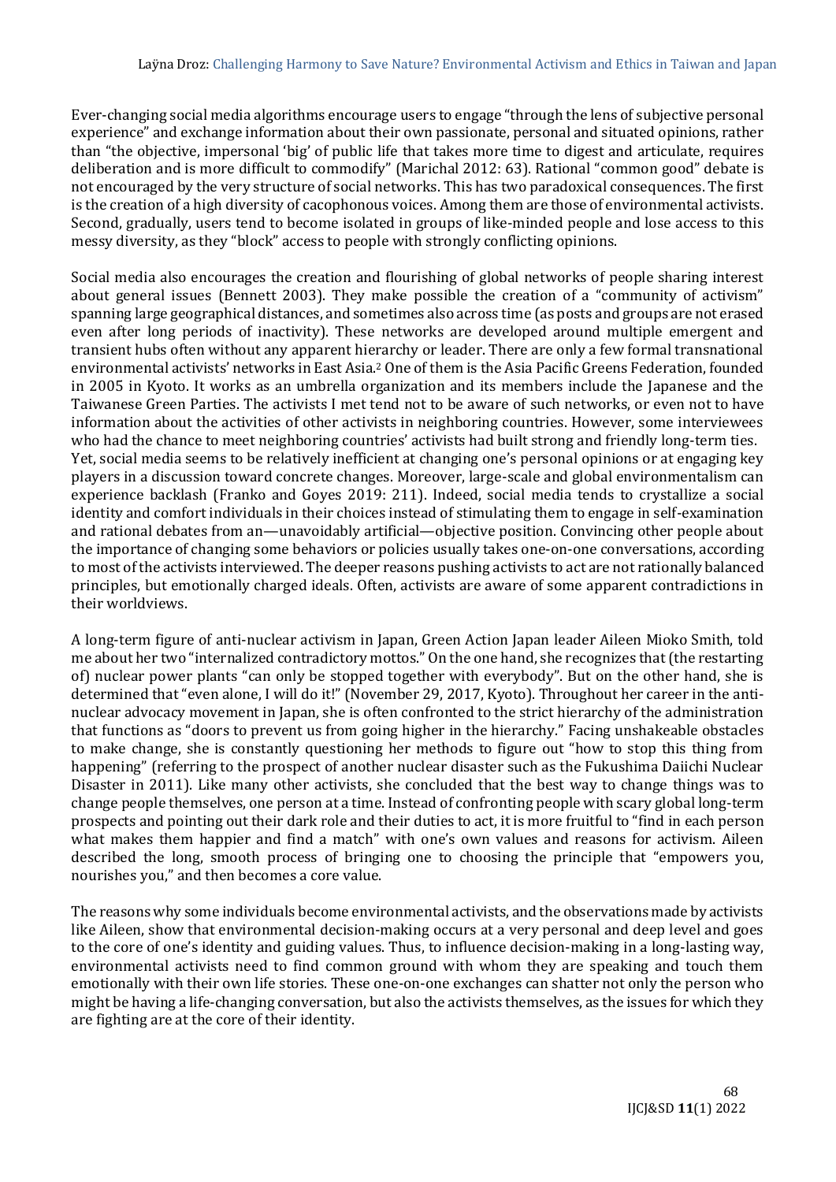Ever-changing social media algorithms encourage users to engage "through the lens of subjective personal experience" and exchange information about their own passionate, personal and situated opinions, rather than "the objective, impersonal 'big' of public life that takes more time to digest and articulate, requires deliberation and is more difficult to commodify" (Marichal 2012: 63). Rational "common good" debate is not encouraged by the very structure of social networks. This has two paradoxical consequences. The first is the creation of a high diversity of cacophonous voices. Among them are those of environmental activists. Second, gradually, users tend to become isolated in groups of like-minded people and lose access to this messy diversity, as they "block" access to people with strongly conflicting opinions.

Social media also encourages the creation and flourishing of global networks of people sharing interest about general issues (Bennett 2003). They make possible the creation of a "community of activism" spanning large geographical distances, and sometimes also across time (as posts and groups are not erased even after long periods of inactivity). These networks are developed around multiple emergent and transient hubs often without any apparent hierarchy or leader. There are only a few formal transnational environmental activists' networks in East Asia.[2] One of them is the Asia Pacific Greens Federation, founded in 2005 in Kyoto. It works as an umbrella organization and its members include the Japanese and the Taiwanese Green Parties. The activists I met tend not to be aware of such networks, or even not to have information about the activities of other activists in neighboring countries. However, some interviewees who had the chance to meet neighboring countries' activists had built strong and friendly long-term ties.
Yet, social media seems to be relatively inefficient at changing one's personal opinions or at engaging key players in a discussion toward concrete changes. Moreover, large-scale and global environmentalism can experience backlash (Franko and Goyes 2019: 211). Indeed, social media tends to crystallize a social identity and comfort individuals in their choices instead of stimulating them to engage in self-examination and rational debates from an—unavoidably artificial—objective position. Convincing other people about the importance of changing some behaviors or policies usually takes one-on-one conversations, according to most of the activists interviewed. The deeper reasons pushing activists to act are not rationally balanced principles, but emotionally charged ideals. Often, activists are aware of some apparent contradictions in their worldviews.

A long-term figure of anti-nuclear activism in Japan, Green Action Japan leader Aileen Mioko Smith, told me about her two "internalized contradictory mottos." On the one hand, she recognizes that (the restarting of) nuclear power plants "can only be stopped together with everybody". But on the other hand, she is determined that "even alone, I will do it!" (November 29, 2017, Kyoto). Throughout her career in the anti-nuclear advocacy movement in Japan, she is often confronted to the strict hierarchy of the administration that functions as "doors to prevent us from going higher in the hierarchy." Facing unshakeable obstacles to make change, she is constantly questioning her methods to figure out "how to stop this thing from happening" (referring to the prospect of another nuclear disaster such as the Fukushima Daiichi Nuclear Disaster in 2011). Like many other activists, she concluded that the best way to change things was to change people themselves, one person at a time. Instead of confronting people with scary global long-term prospects and pointing out their dark role and their duties to act, it is more fruitful to "find in each person what makes them happier and find a match" with one's own values and reasons for activism. Aileen described the long, smooth process of bringing one to choosing the principle that "empowers you, nourishes you," and then becomes a core value.

The reasons why some individuals become environmental activists, and the observations made by activists like Aileen, show that environmental decision-making occurs at a very personal and deep level and goes to the core of one's identity and guiding values. Thus, to influence decision-making in a long-lasting way, environmental activists need to find common ground with whom they are speaking and touch them emotionally with their own life stories. These one-on-one exchanges can shatter not only the person who might be having a life-changing conversation, but also the activists themselves, as the issues for which they are fighting are at the core of their identity.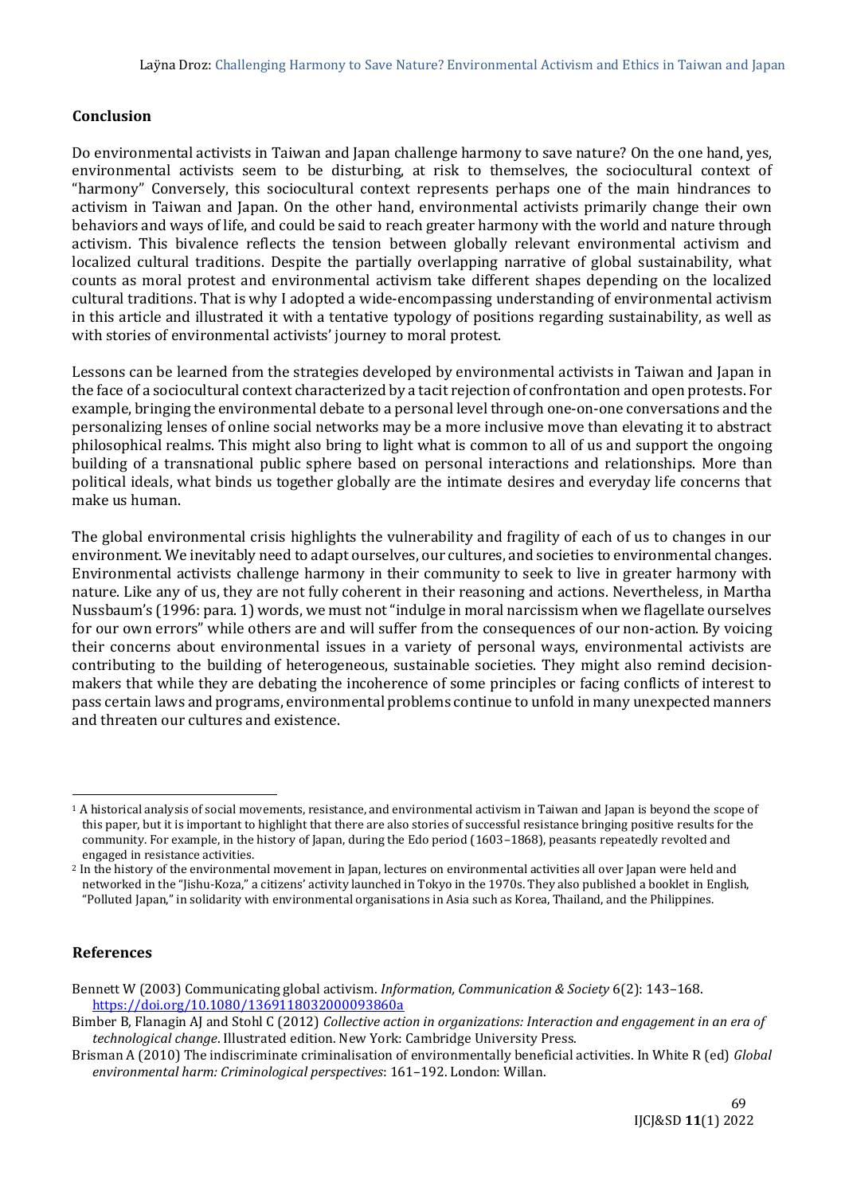## Conclusion

Do environmental activists in Taiwan and Japan challenge harmony to save nature? On the one hand, yes, environmental activists seem to be disturbing, at risk to themselves, the sociocultural context of "harmony" Conversely, this sociocultural context represents perhaps one of the main hindrances to activism in Taiwan and Japan. On the other hand, environmental activists primarily change their own behaviors and ways of life, and could be said to reach greater harmony with the world and nature through activism. This bivalence reflects the tension between globally relevant environmental activism and localized cultural traditions. Despite the partially overlapping narrative of global sustainability, what counts as moral protest and environmental activism take different shapes depending on the localized cultural traditions. That is why I adopted a wide-encompassing understanding of environmental activism in this article and illustrated it with a tentative typology of positions regarding sustainability, as well as with stories of environmental activists' journey to moral protest.

Lessons can be learned from the strategies developed by environmental activists in Taiwan and Japan in the face of a sociocultural context characterized by a tacit rejection of confrontation and open protests. For example, bringing the environmental debate to a personal level through one-on-one conversations and the personalizing lenses of online social networks may be a more inclusive move than elevating it to abstract philosophical realms. This might also bring to light what is common to all of us and support the ongoing building of a transnational public sphere based on personal interactions and relationships. More than political ideals, what binds us together globally are the intimate desires and everyday life concerns that make us human.

The global environmental crisis highlights the vulnerability and fragility of each of us to changes in our environment. We inevitably need to adapt ourselves, our cultures, and societies to environmental changes. Environmental activists challenge harmony in their community to seek to live in greater harmony with nature. Like any of us, they are not fully coherent in their reasoning and actions. Nevertheless, in Martha Nussbaum's (1996: para. 1) words, we must not "indulge in moral narcissism when we flagellate ourselves for our own errors" while others are and will suffer from the consequences of our non-action. By voicing their concerns about environmental issues in a variety of personal ways, environmental activists are contributing to the building of heterogeneous, sustainable societies. They might also remind decision-makers that while they are debating the incoherence of some principles or facing conflicts of interest to pass certain laws and programs, environmental problems continue to unfold in many unexpected manners and threaten our cultures and existence.

---

[1] A historical analysis of social movements, resistance, and environmental activism in Taiwan and Japan is beyond the scope of this paper, but it is important to highlight that there are also stories of successful resistance bringing positive results for the community. For example, in the history of Japan, during the Edo period (1603–1868), peasants repeatedly revolted and engaged in resistance activities.

[2] In the history of the environmental movement in Japan, lectures on environmental activities all over Japan were held and networked in the "Jishu-Koza," a citizens' activity launched in Tokyo in the 1970s. They also published a booklet in English, "Polluted Japan," in solidarity with environmental organisations in Asia such as Korea, Thailand, and the Philippines.

## References

Bennett W (2003) Communicating global activism. *Information, Communication & Society* 6(2): 143–168. https://doi.org/10.1080/1369118032000093860a

Bimber B, Flanagin AJ and Stohl C (2012) *Collective action in organizations: Interaction and engagement in an era of technological change*. Illustrated edition. New York: Cambridge University Press.

Brisman A (2010) The indiscriminate criminalisation of environmentally beneficial activities. In White R (ed) *Global environmental harm: Criminological perspectives*: 161–192. London: Willan.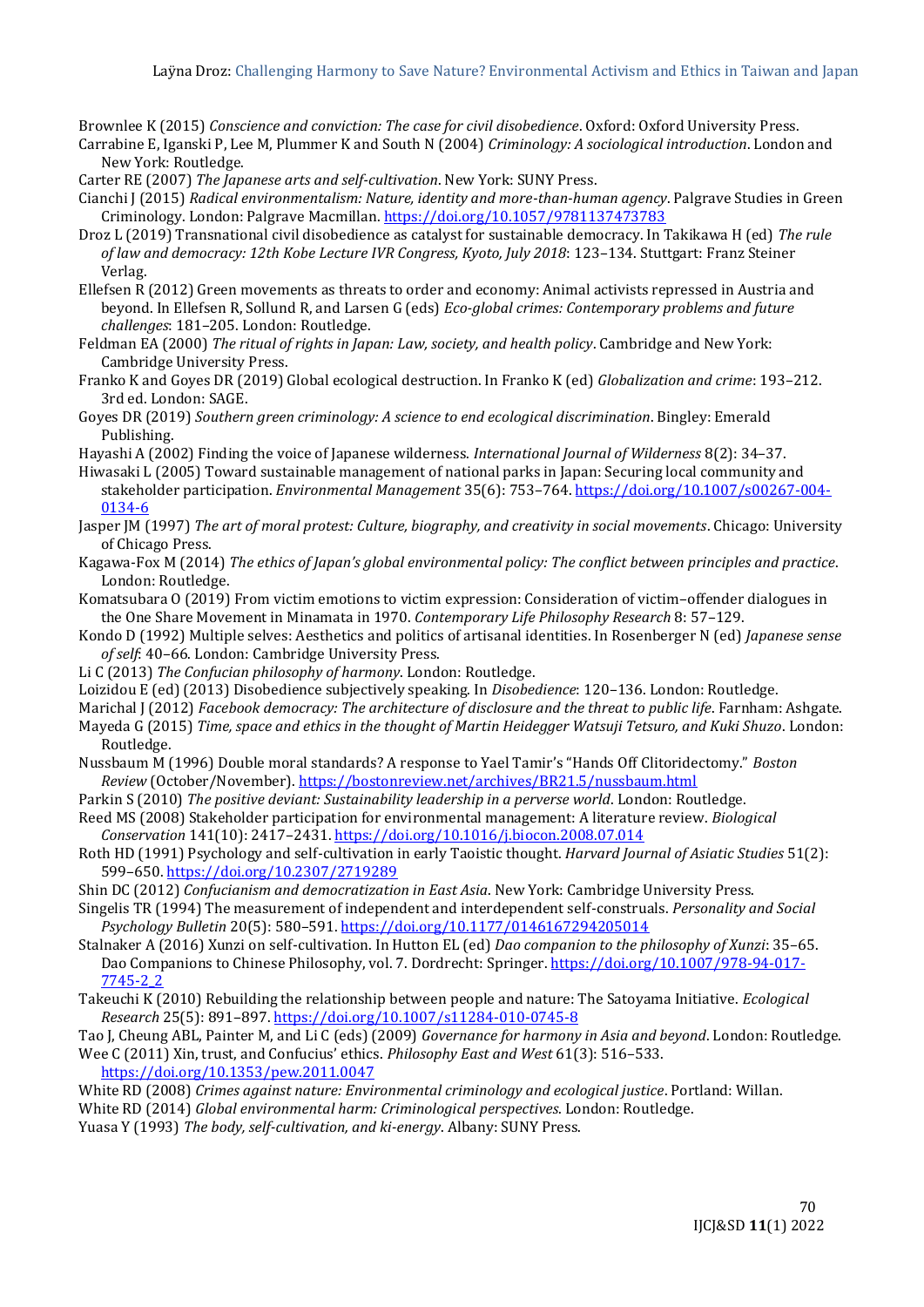Brownlee K (2015) *Conscience and conviction: The case for civil disobedience*. Oxford: Oxford University Press.

Carrabine E, Iganski P, Lee M, Plummer K and South N (2004) *Criminology: A sociological introduction*. London and New York: Routledge.

Carter RE (2007) *The Japanese arts and self-cultivation*. New York: SUNY Press.

Cianchi J (2015) *Radical environmentalism: Nature, identity and more-than-human agency*. Palgrave Studies in Green Criminology. London: Palgrave Macmillan. https://doi.org/10.1057/9781137473783

Droz L (2019) Transnational civil disobedience as catalyst for sustainable democracy. In Takikawa H (ed) *The rule of law and democracy: 12th Kobe Lecture IVR Congress, Kyoto, July 2018*: 123–134. Stuttgart: Franz Steiner Verlag.

Ellefsen R (2012) Green movements as threats to order and economy: Animal activists repressed in Austria and beyond. In Ellefsen R, Sollund R, and Larsen G (eds) *Eco-global crimes: Contemporary problems and future challenges*: 181–205. London: Routledge.

Feldman EA (2000) *The ritual of rights in Japan: Law, society, and health policy*. Cambridge and New York: Cambridge University Press.

Franko K and Goyes DR (2019) Global ecological destruction. In Franko K (ed) *Globalization and crime*: 193–212. 3rd ed. London: SAGE.

Goyes DR (2019) *Southern green criminology: A science to end ecological discrimination*. Bingley: Emerald Publishing.

Hayashi A (2002) Finding the voice of Japanese wilderness. *International Journal of Wilderness* 8(2): 34–37.

Hiwasaki L (2005) Toward sustainable management of national parks in Japan: Securing local community and stakeholder participation. *Environmental Management* 35(6): 753–764. https://doi.org/10.1007/s00267-004-0134-6

Jasper JM (1997) *The art of moral protest: Culture, biography, and creativity in social movements*. Chicago: University of Chicago Press.

Kagawa-Fox M (2014) *The ethics of Japan's global environmental policy: The conflict between principles and practice*. London: Routledge.

Komatsubara O (2019) From victim emotions to victim expression: Consideration of victim–offender dialogues in the One Share Movement in Minamata in 1970. *Contemporary Life Philosophy Research* 8: 57–129.

Kondo D (1992) Multiple selves: Aesthetics and politics of artisanal identities. In Rosenberger N (ed) *Japanese sense of self*: 40–66. London: Cambridge University Press.

Li C (2013) *The Confucian philosophy of harmony*. London: Routledge.

Loizidou E (ed) (2013) Disobedience subjectively speaking. In *Disobedience*: 120–136. London: Routledge.

Marichal J (2012) *Facebook democracy: The architecture of disclosure and the threat to public life*. Farnham: Ashgate.

Mayeda G (2015) *Time, space and ethics in the thought of Martin Heidegger Watsuji Tetsuro, and Kuki Shuzo*. London: Routledge.

Nussbaum M (1996) Double moral standards? A response to Yael Tamir's "Hands Off Clitoridectomy." *Boston Review* (October/November). https://bostonreview.net/archives/BR21.5/nussbaum.html

Parkin S (2010) *The positive deviant: Sustainability leadership in a perverse world*. London: Routledge.

Reed MS (2008) Stakeholder participation for environmental management: A literature review. *Biological Conservation* 141(10): 2417–2431. https://doi.org/10.1016/j.biocon.2008.07.014

Roth HD (1991) Psychology and self-cultivation in early Taoistic thought. *Harvard Journal of Asiatic Studies* 51(2): 599–650. https://doi.org/10.2307/2719289

Shin DC (2012) *Confucianism and democratization in East Asia*. New York: Cambridge University Press.

Singelis TR (1994) The measurement of independent and interdependent self-construals. *Personality and Social Psychology Bulletin* 20(5): 580–591. https://doi.org/10.1177/0146167294205014

Stalnaker A (2016) Xunzi on self-cultivation. In Hutton EL (ed) *Dao companion to the philosophy of Xunzi*: 35–65. Dao Companions to Chinese Philosophy, vol. 7. Dordrecht: Springer. https://doi.org/10.1007/978-94-017-7745-2_2

Takeuchi K (2010) Rebuilding the relationship between people and nature: The Satoyama Initiative. *Ecological Research* 25(5): 891–897. https://doi.org/10.1007/s11284-010-0745-8

Tao J, Cheung ABL, Painter M, and Li C (eds) (2009) *Governance for harmony in Asia and beyond*. London: Routledge.

Wee C (2011) Xin, trust, and Confucius' ethics. *Philosophy East and West* 61(3): 516–533. https://doi.org/10.1353/pew.2011.0047

White RD (2008) *Crimes against nature: Environmental criminology and ecological justice*. Portland: Willan.

White RD (2014) *Global environmental harm: Criminological perspectives*. London: Routledge.

Yuasa Y (1993) *The body, self-cultivation, and ki-energy*. Albany: SUNY Press.